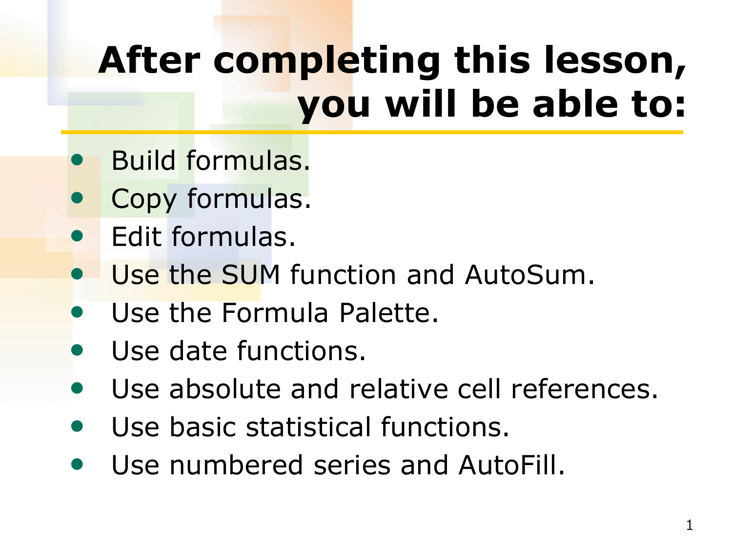# After completing this lesson, you will be able to:

- Build formulas.
- Copy formulas.
- Edit formulas.
- Use the SUM function and AutoSum.
- Use the Formula Palette.
- Use date functions.
- Use absolute and relative cell references.
- Use basic statistical functions.
- Use numbered series and AutoFill.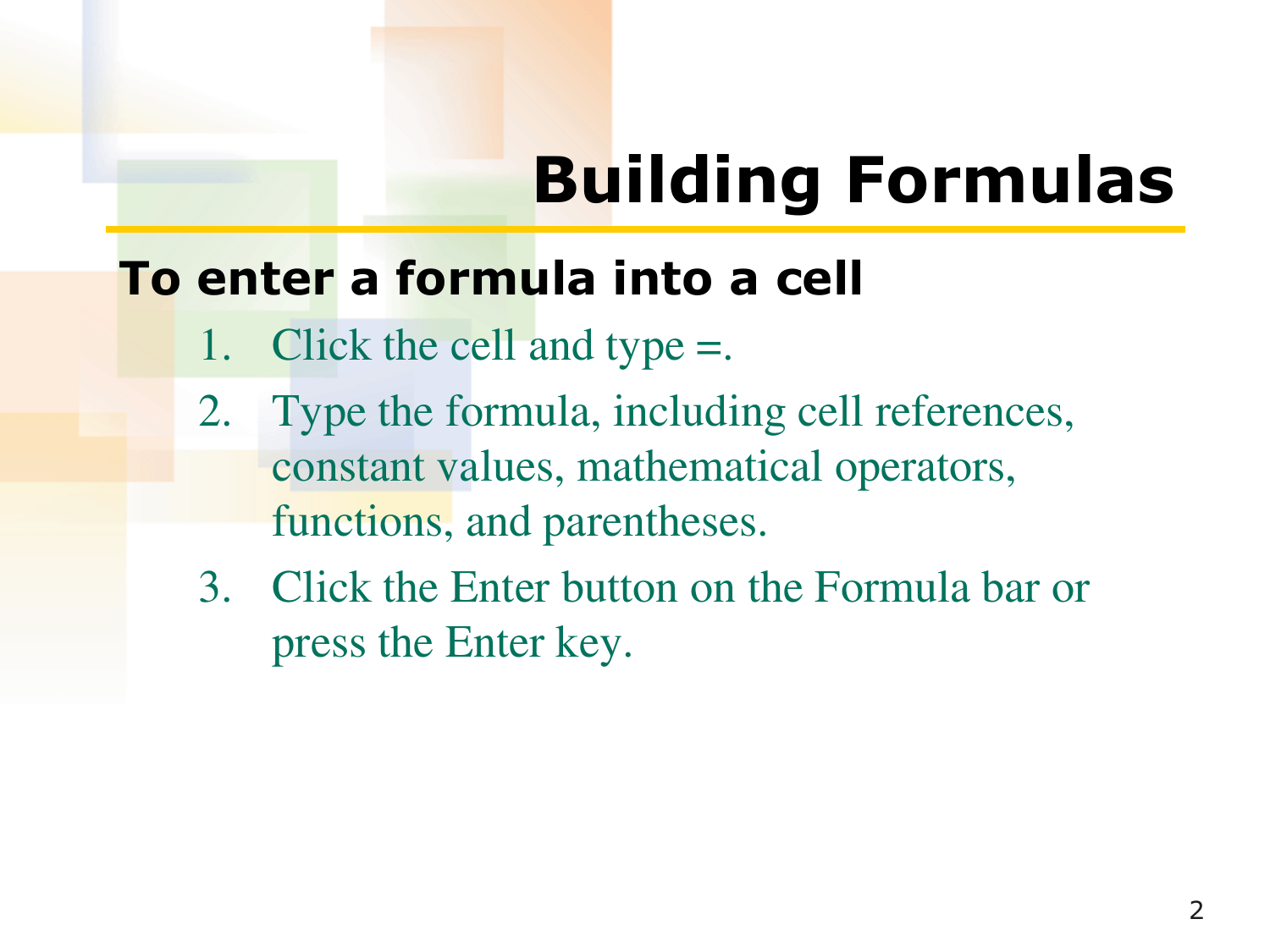# Building Formulas

**To enter a formula into a cell**

1. Click the cell and type =.
2. Type the formula, including cell references, constant values, mathematical operators, functions, and parentheses.
3. Click the Enter button on the Formula bar or press the Enter key.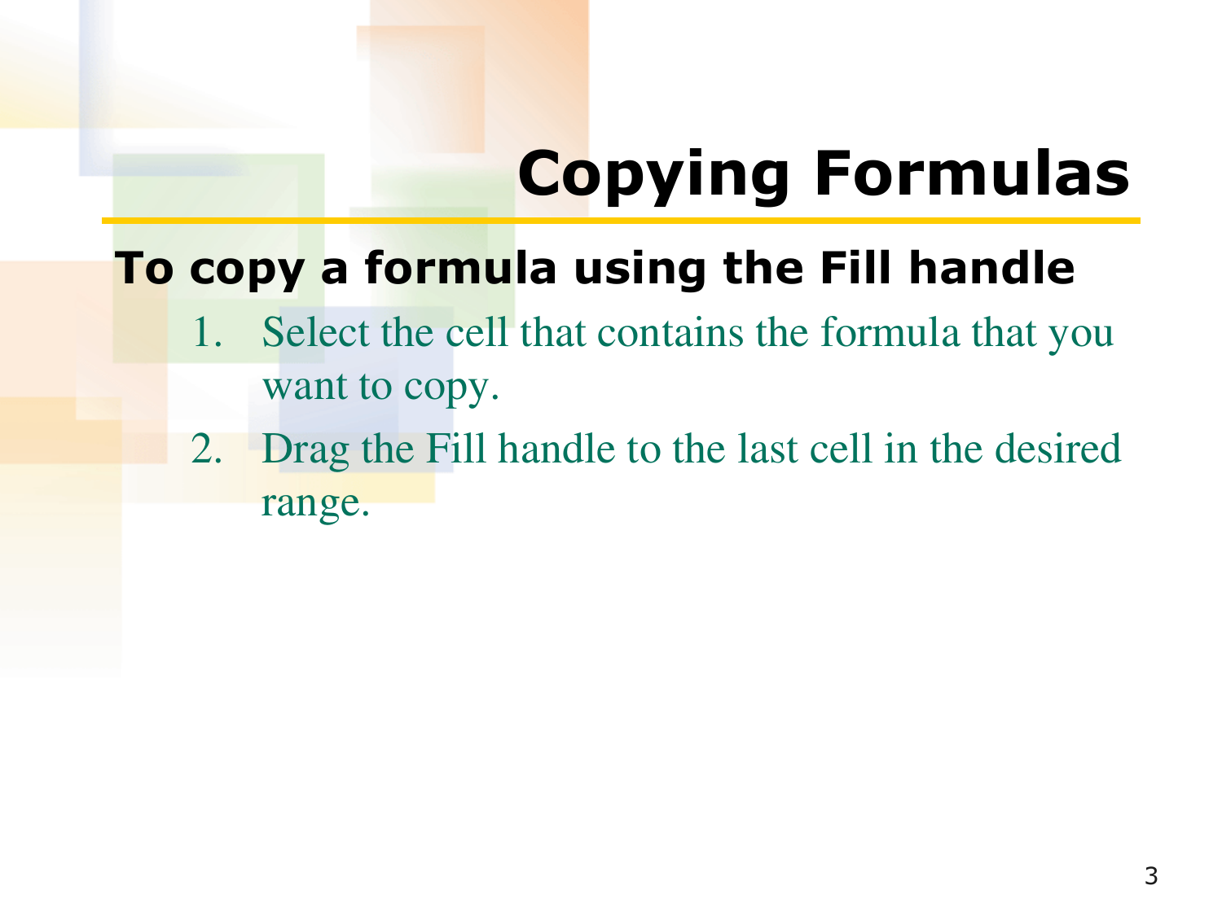# Copying Formulas

**To copy a formula using the Fill handle**

1. Select the cell that contains the formula that you want to copy.
2. Drag the Fill handle to the last cell in the desired range.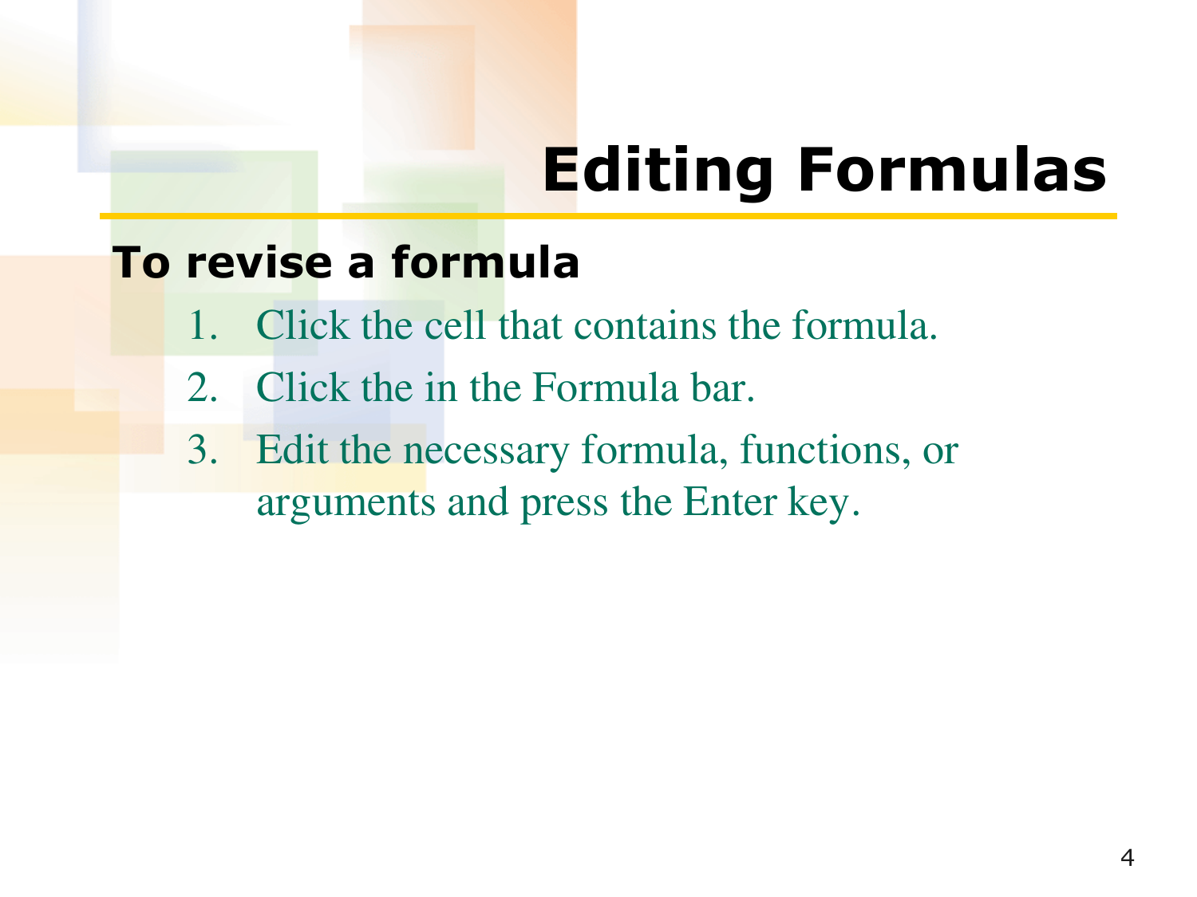# Editing Formulas

**To revise a formula**

1. Click the cell that contains the formula.
2. Click the in the Formula bar.
3. Edit the necessary formula, functions, or arguments and press the Enter key.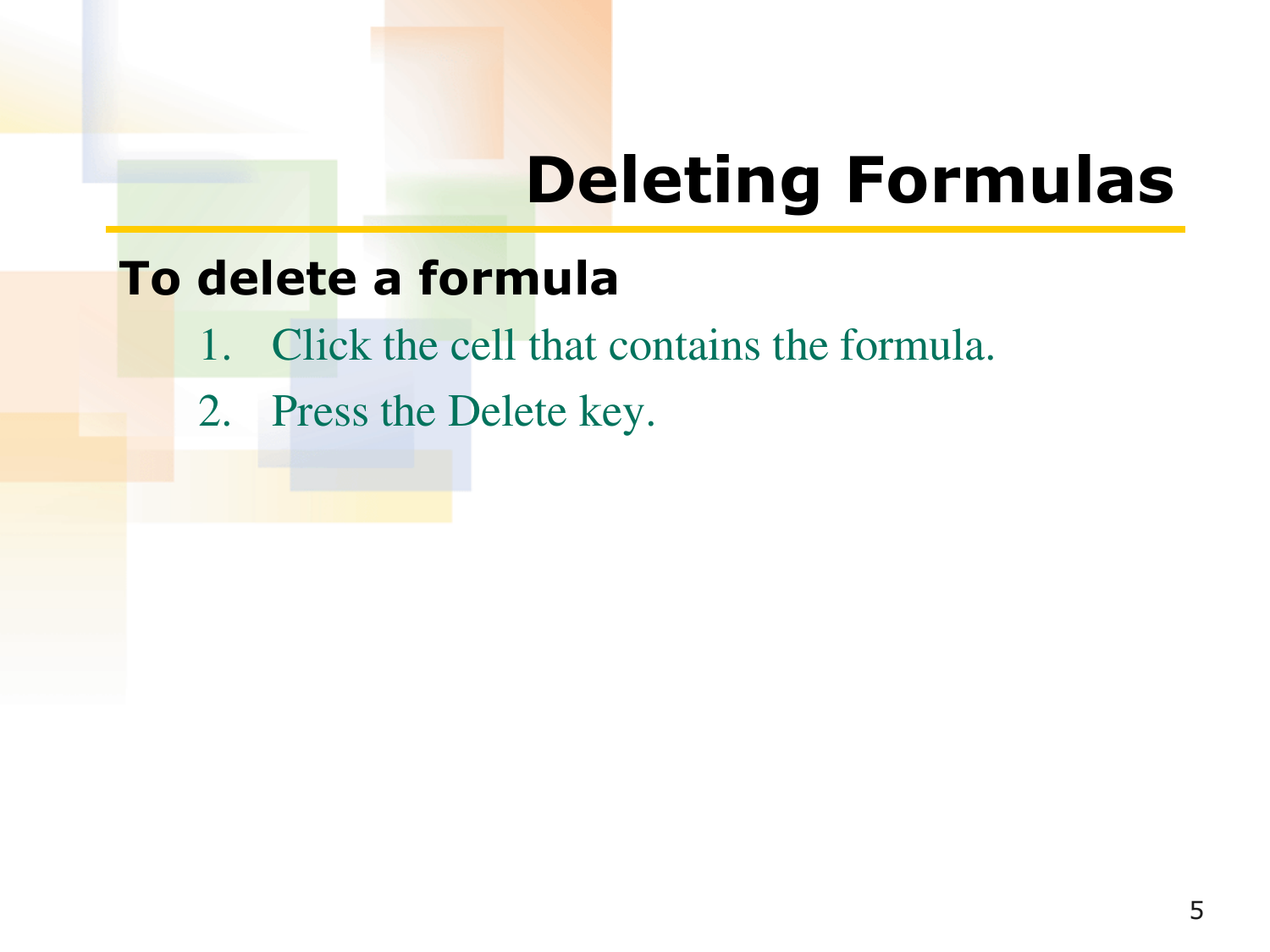# Deleting Formulas

**To delete a formula**

1. Click the cell that contains the formula.
2. Press the Delete key.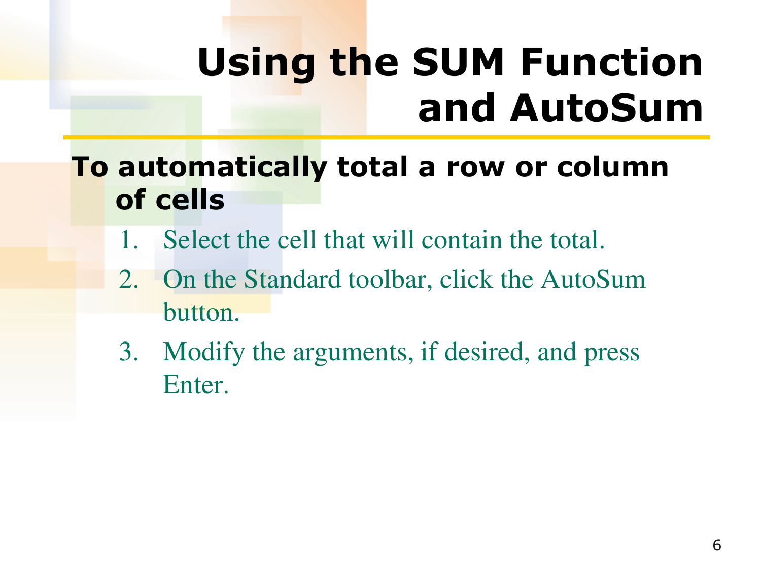# Using the SUM Function and AutoSum

**To automatically total a row or column of cells**

1. Select the cell that will contain the total.
2. On the Standard toolbar, click the AutoSum button.
3. Modify the arguments, if desired, and press Enter.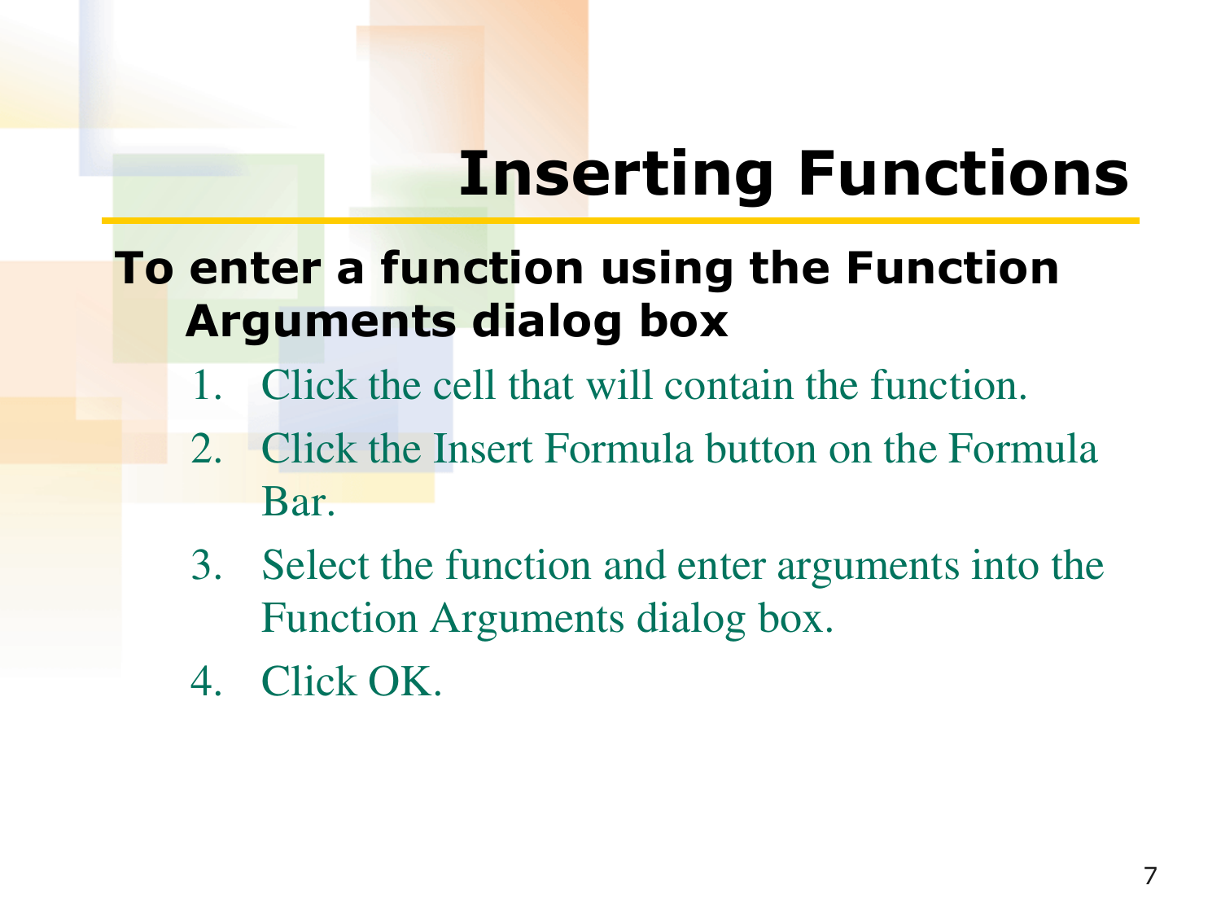# Inserting Functions

**To enter a function using the Function Arguments dialog box**

1. Click the cell that will contain the function.
2. Click the Insert Formula button on the Formula Bar.
3. Select the function and enter arguments into the Function Arguments dialog box.
4. Click OK.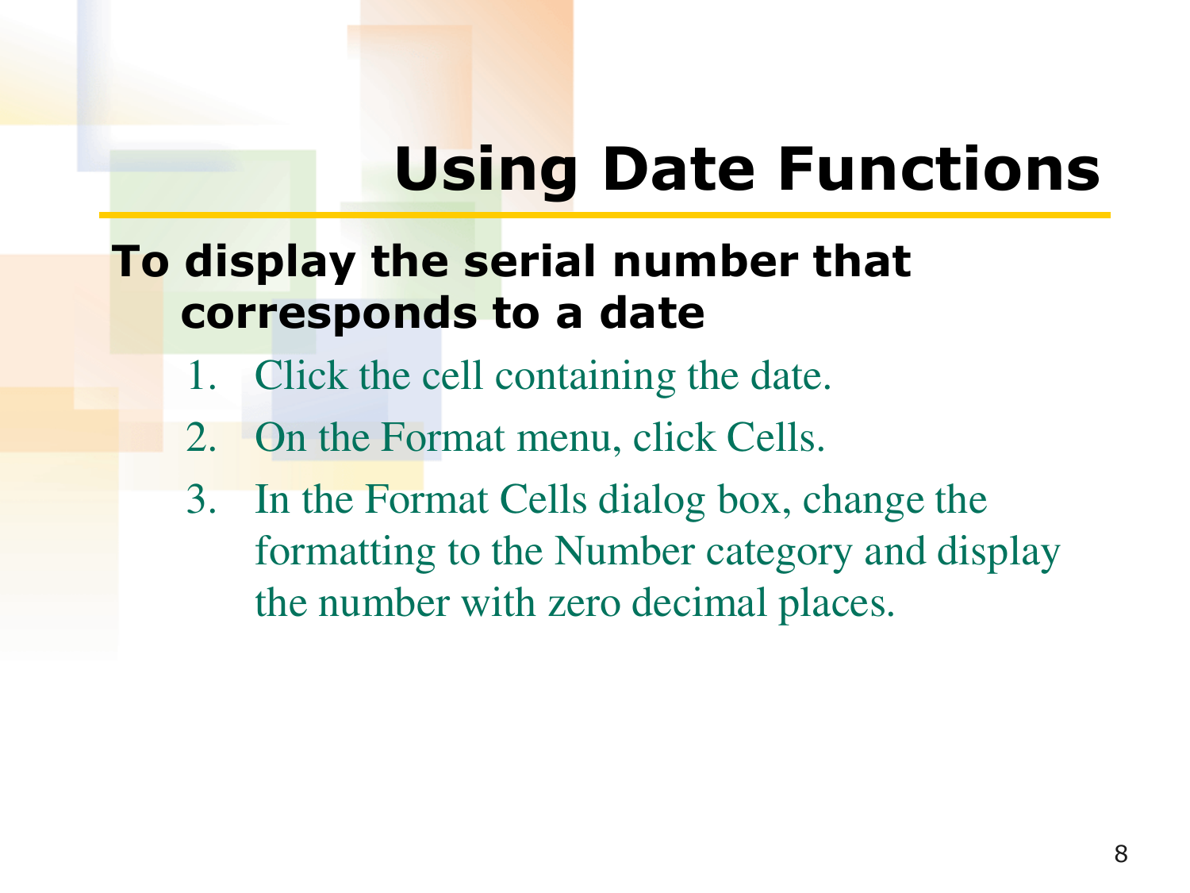# Using Date Functions

**To display the serial number that corresponds to a date**

1. Click the cell containing the date.
2. On the Format menu, click Cells.
3. In the Format Cells dialog box, change the formatting to the Number category and display the number with zero decimal places.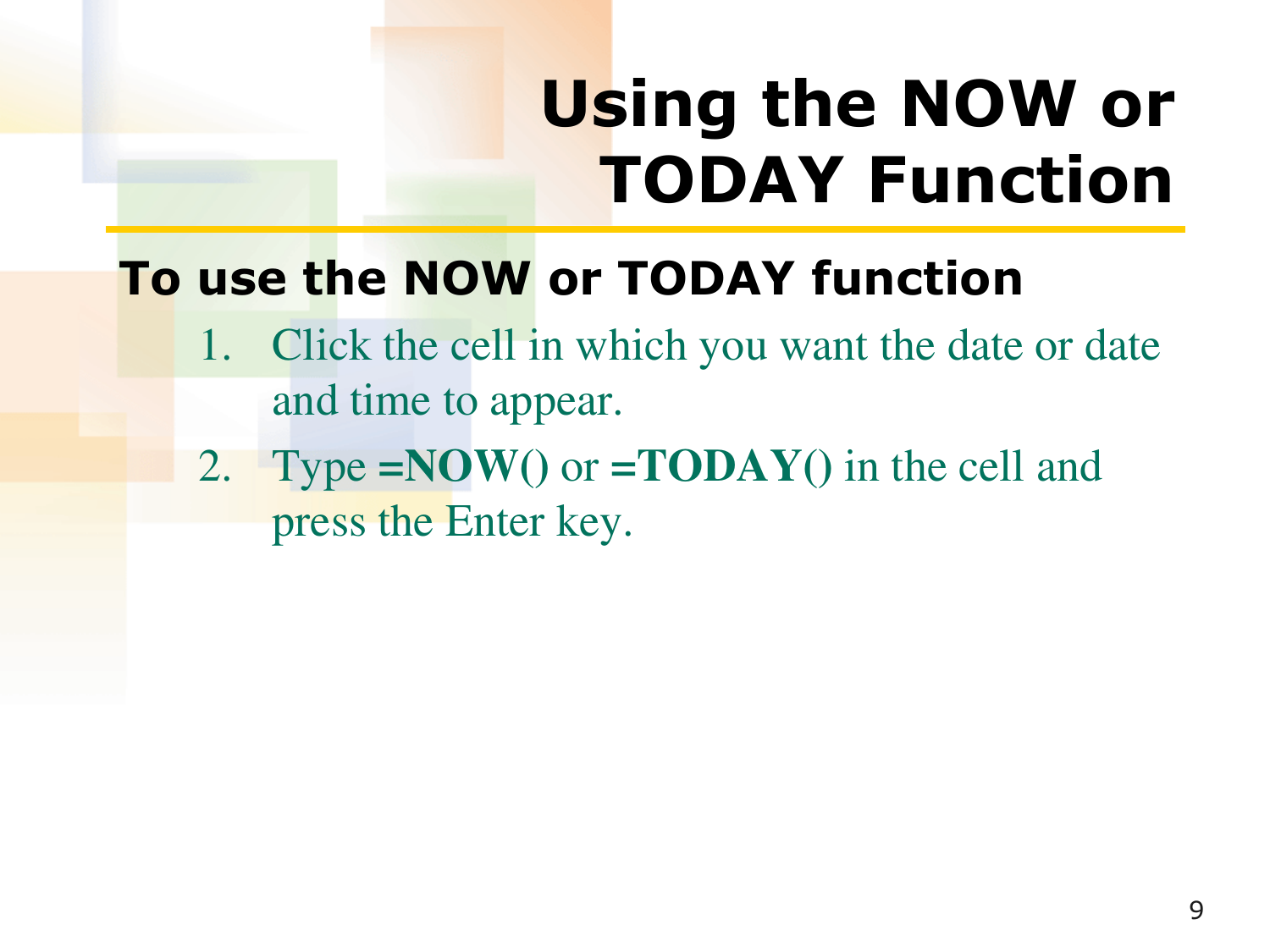# Using the NOW or TODAY Function

**To use the NOW or TODAY function**

1. Click the cell in which you want the date or date and time to appear.
2. Type **=NOW()** or **=TODAY()** in the cell and press the Enter key.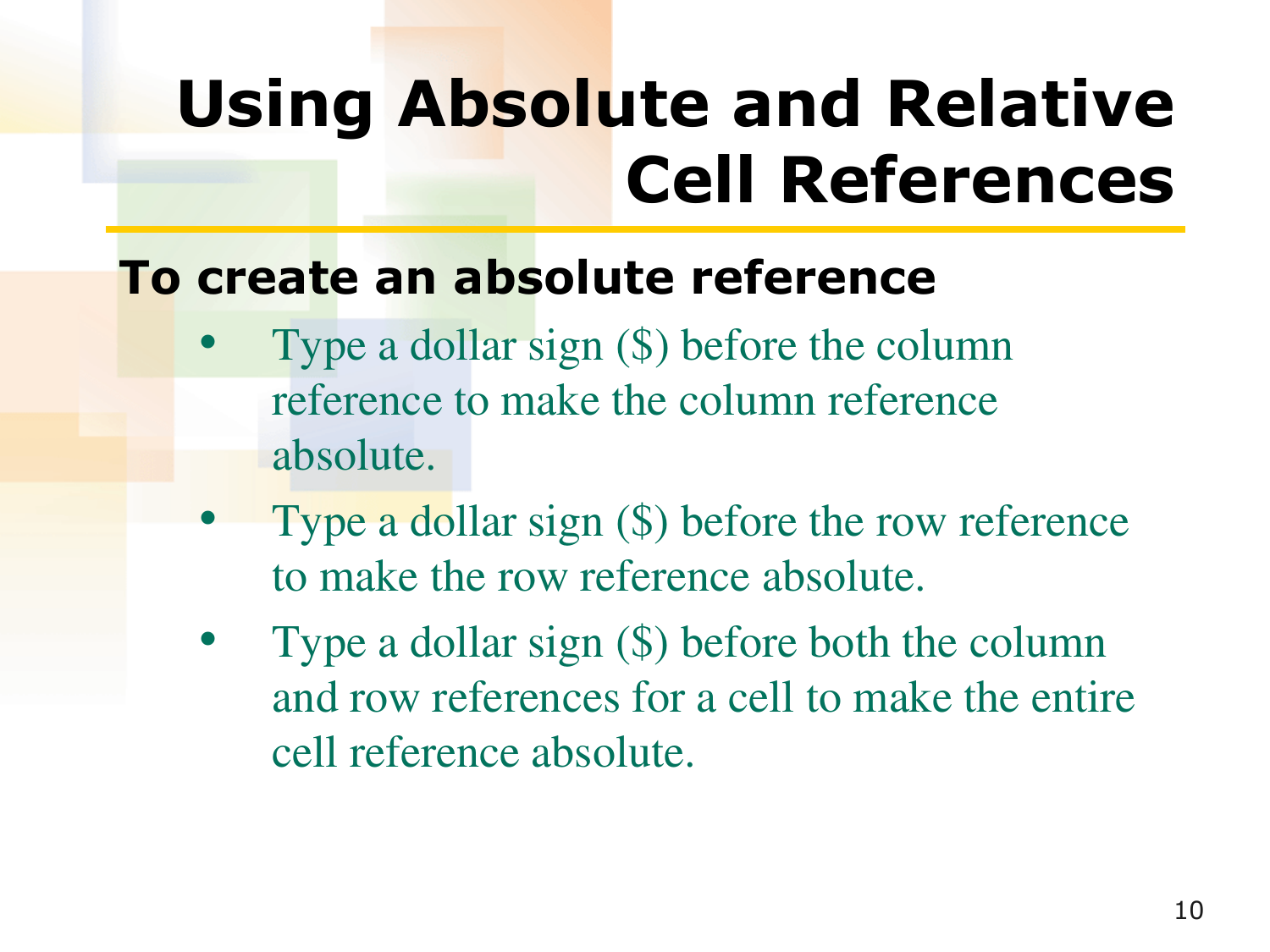# Using Absolute and Relative Cell References

## To create an absolute reference

- Type a dollar sign ($) before the column reference to make the column reference absolute.
- Type a dollar sign ($) before the row reference to make the row reference absolute.
- Type a dollar sign ($) before both the column and row references for a cell to make the entire cell reference absolute.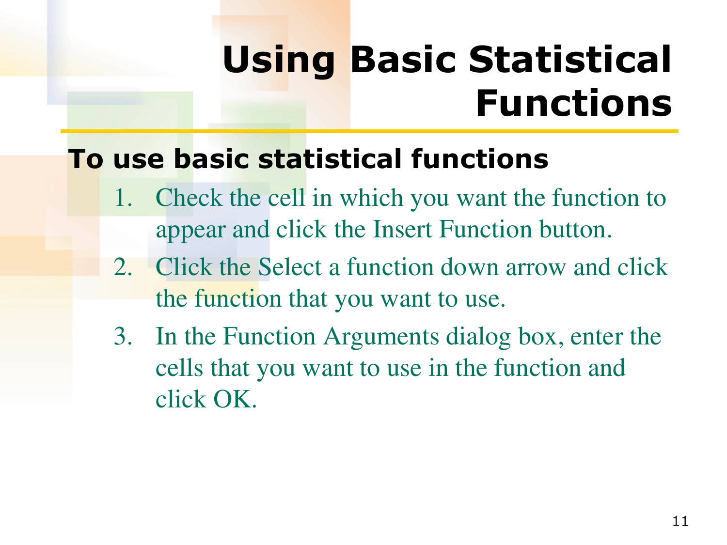# Using Basic Statistical Functions

**To use basic statistical functions**

1. Check the cell in which you want the function to appear and click the Insert Function button.
2. Click the Select a function down arrow and click the function that you want to use.
3. In the Function Arguments dialog box, enter the cells that you want to use in the function and click OK.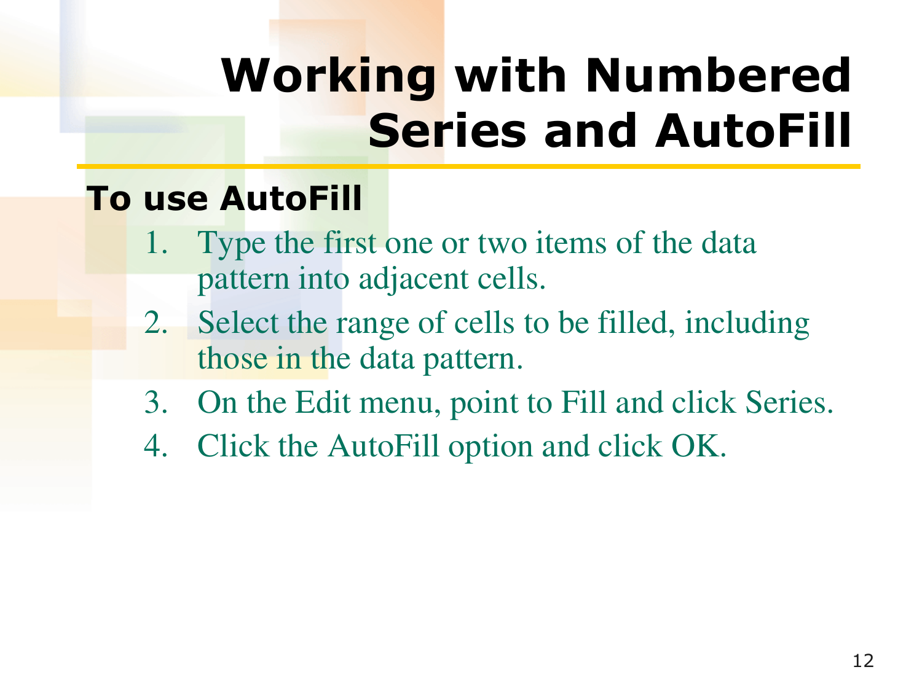# Working with Numbered Series and AutoFill

## To use AutoFill

1. Type the first one or two items of the data pattern into adjacent cells.
2. Select the range of cells to be filled, including those in the data pattern.
3. On the Edit menu, point to Fill and click Series.
4. Click the AutoFill option and click OK.